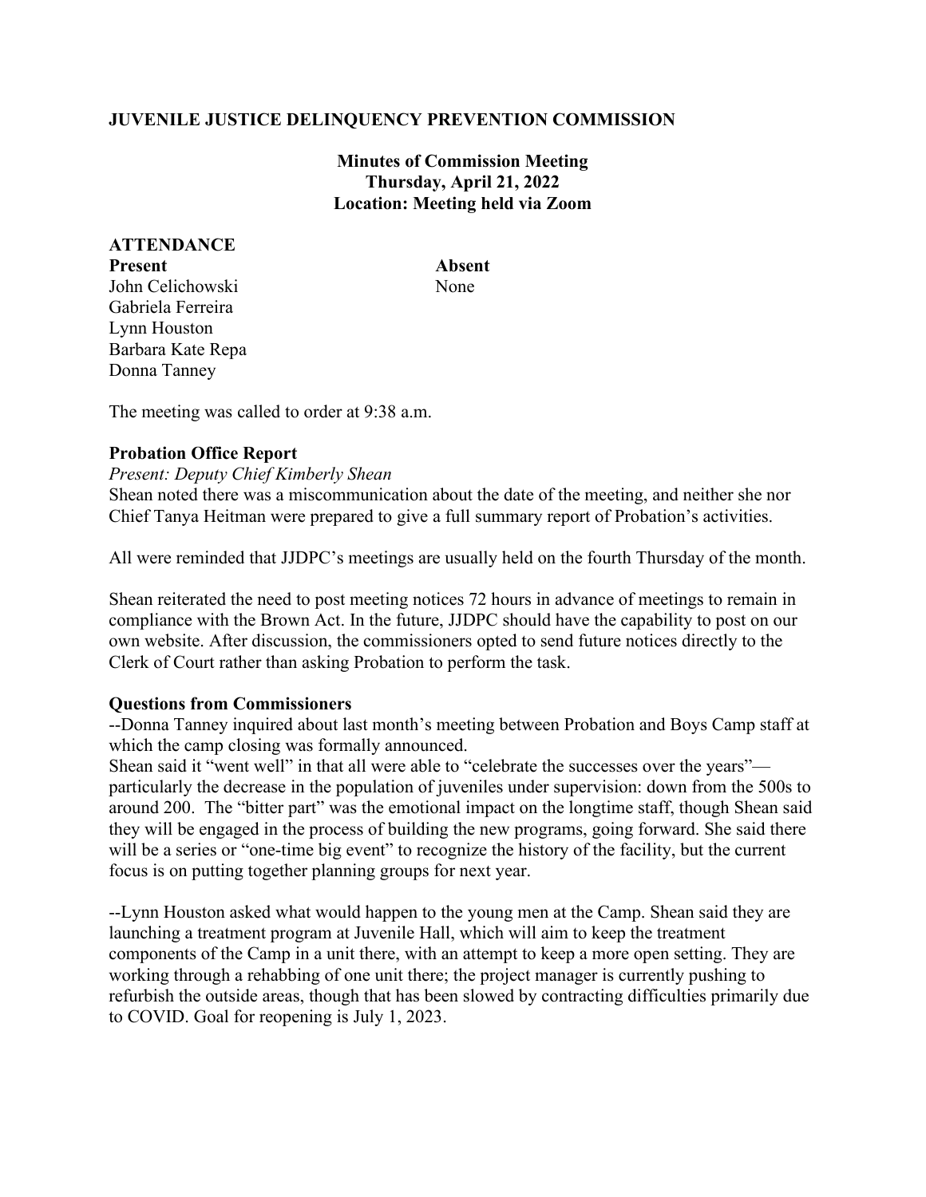**JUVENILE JUSTICE DELINQUENCY PREVENTION COMMISSION**

**Minutes of Commission Meeting**
**Thursday, April 21, 2022**
**Location: Meeting held via Zoom**

**ATTENDANCE**

| **Present** | **Absent** |
|---|---|
| John Celichowski | None |
| Gabriela Ferreira | |
| Lynn Houston | |
| Barbara Kate Repa | |
| Donna Tanney | |

The meeting was called to order at 9:38 a.m.

**Probation Office Report**

*Present: Deputy Chief Kimberly Shean*

Shean noted there was a miscommunication about the date of the meeting, and neither she nor Chief Tanya Heitman were prepared to give a full summary report of Probation's activities.

All were reminded that JJDPC's meetings are usually held on the fourth Thursday of the month.

Shean reiterated the need to post meeting notices 72 hours in advance of meetings to remain in compliance with the Brown Act. In the future, JJDPC should have the capability to post on our own website. After discussion, the commissioners opted to send future notices directly to the Clerk of Court rather than asking Probation to perform the task.

**Questions from Commissioners**

--Donna Tanney inquired about last month's meeting between Probation and Boys Camp staff at which the camp closing was formally announced.
Shean said it "went well" in that all were able to "celebrate the successes over the years"—particularly the decrease in the population of juveniles under supervision: down from the 500s to around 200. The "bitter part" was the emotional impact on the longtime staff, though Shean said they will be engaged in the process of building the new programs, going forward. She said there will be a series or "one-time big event" to recognize the history of the facility, but the current focus is on putting together planning groups for next year.

--Lynn Houston asked what would happen to the young men at the Camp. Shean said they are launching a treatment program at Juvenile Hall, which will aim to keep the treatment components of the Camp in a unit there, with an attempt to keep a more open setting. They are working through a rehabbing of one unit there; the project manager is currently pushing to refurbish the outside areas, though that has been slowed by contracting difficulties primarily due to COVID. Goal for reopening is July 1, 2023.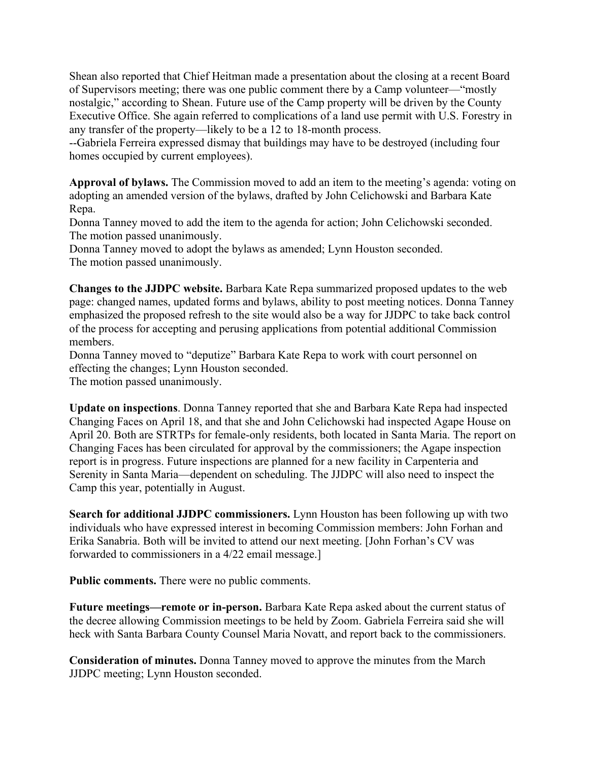Shean also reported that Chief Heitman made a presentation about the closing at a recent Board of Supervisors meeting; there was one public comment there by a Camp volunteer—"mostly nostalgic," according to Shean. Future use of the Camp property will be driven by the County Executive Office. She again referred to complications of a land use permit with U.S. Forestry in any transfer of the property—likely to be a 12 to 18-month process.
--Gabriela Ferreira expressed dismay that buildings may have to be destroyed (including four homes occupied by current employees).

**Approval of bylaws.** The Commission moved to add an item to the meeting's agenda: voting on adopting an amended version of the bylaws, drafted by John Celichowski and Barbara Kate Repa.
Donna Tanney moved to add the item to the agenda for action; John Celichowski seconded.
The motion passed unanimously.
Donna Tanney moved to adopt the bylaws as amended; Lynn Houston seconded.
The motion passed unanimously.

**Changes to the JJDPC website.** Barbara Kate Repa summarized proposed updates to the web page: changed names, updated forms and bylaws, ability to post meeting notices. Donna Tanney emphasized the proposed refresh to the site would also be a way for JJDPC to take back control of the process for accepting and perusing applications from potential additional Commission members.
Donna Tanney moved to "deputize" Barbara Kate Repa to work with court personnel on effecting the changes; Lynn Houston seconded.
The motion passed unanimously.

**Update on inspections**. Donna Tanney reported that she and Barbara Kate Repa had inspected Changing Faces on April 18, and that she and John Celichowski had inspected Agape House on April 20. Both are STRTPs for female-only residents, both located in Santa Maria. The report on Changing Faces has been circulated for approval by the commissioners; the Agape inspection report is in progress. Future inspections are planned for a new facility in Carpenteria and Serenity in Santa Maria—dependent on scheduling. The JJDPC will also need to inspect the Camp this year, potentially in August.

**Search for additional JJDPC commissioners.** Lynn Houston has been following up with two individuals who have expressed interest in becoming Commission members: John Forhan and Erika Sanabria. Both will be invited to attend our next meeting. [John Forhan's CV was forwarded to commissioners in a 4/22 email message.]

**Public comments.** There were no public comments.

**Future meetings—remote or in-person.** Barbara Kate Repa asked about the current status of the decree allowing Commission meetings to be held by Zoom. Gabriela Ferreira said she will heck with Santa Barbara County Counsel Maria Novatt, and report back to the commissioners.

**Consideration of minutes.** Donna Tanney moved to approve the minutes from the March JJDPC meeting; Lynn Houston seconded.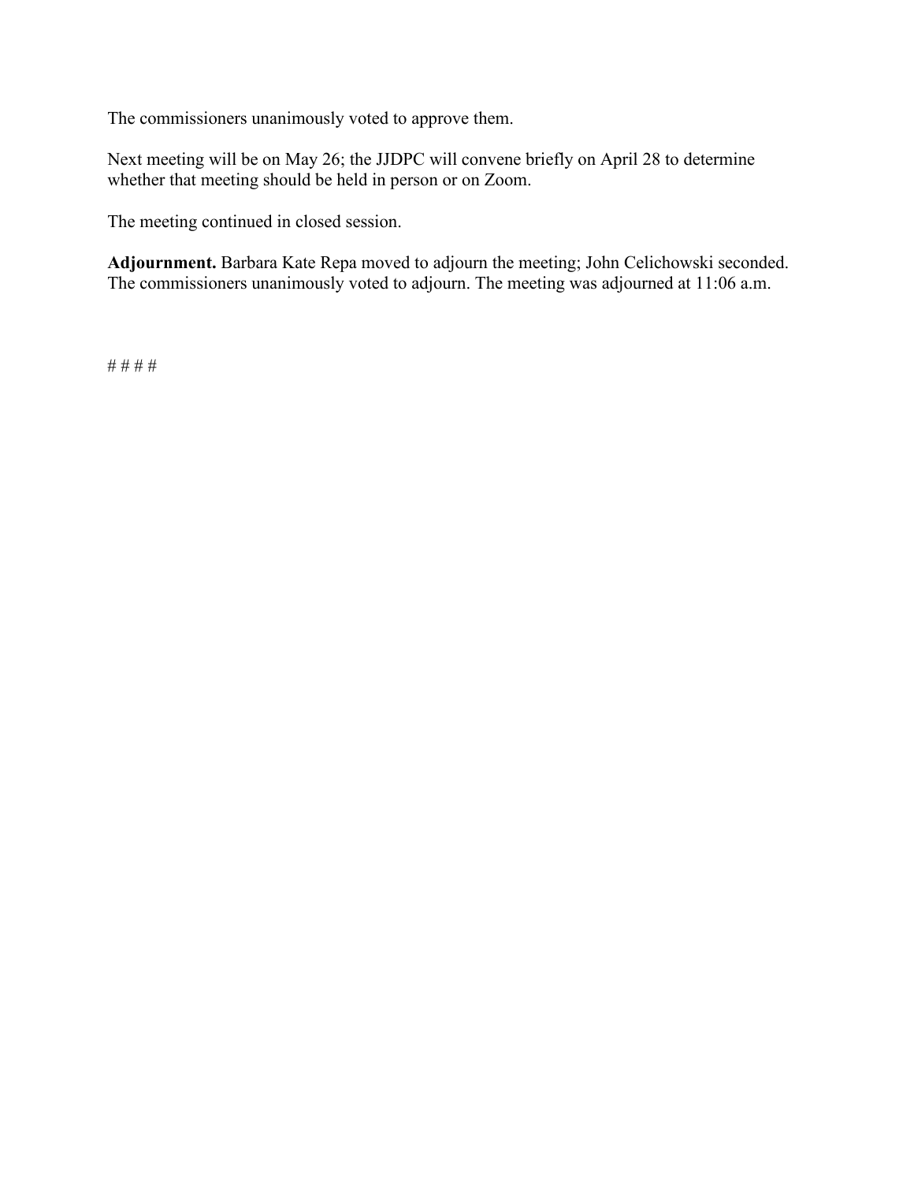The commissioners unanimously voted to approve them.

Next meeting will be on May 26; the JJDPC will convene briefly on April 28 to determine whether that meeting should be held in person or on Zoom.

The meeting continued in closed session.

**Adjournment.** Barbara Kate Repa moved to adjourn the meeting; John Celichowski seconded. The commissioners unanimously voted to adjourn. The meeting was adjourned at 11:06 a.m.

# # # #